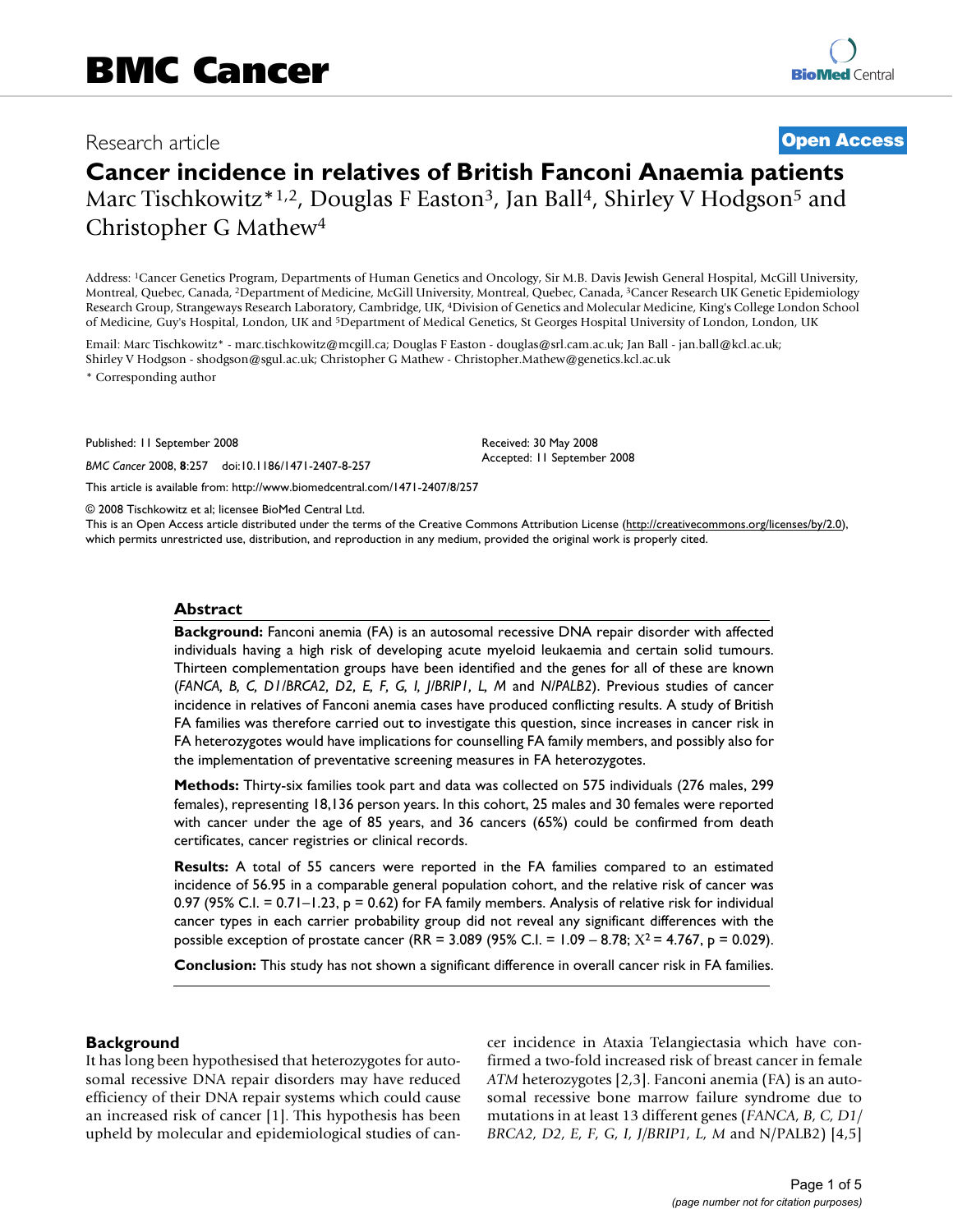# BMC Cancer

Research article **Open Access**

# Cancer incidence in relatives of British Fanconi Anaemia patients

Marc Tischkowitz*[1,2], Douglas F Easton[3], Jan Ball[4], Shirley V Hodgson[5] and Christopher G Mathew[4]

Address: [1]Cancer Genetics Program, Departments of Human Genetics and Oncology, Sir M.B. Davis Jewish General Hospital, McGill University, Montreal, Quebec, Canada, [2]Department of Medicine, McGill University, Montreal, Quebec, Canada, [3]Cancer Research UK Genetic Epidemiology Research Group, Strangeways Research Laboratory, Cambridge, UK, [4]Division of Genetics and Molecular Medicine, King's College London School of Medicine, Guy's Hospital, London, UK and [5]Department of Medical Genetics, St Georges Hospital University of London, London, UK

Email: Marc Tischkowitz* - marc.tischkowitz@mcgill.ca; Douglas F Easton - douglas@srl.cam.ac.uk; Jan Ball - jan.ball@kcl.ac.uk; Shirley V Hodgson - shodgson@sgul.ac.uk; Christopher G Mathew - Christopher.Mathew@genetics.kcl.ac.uk

\* Corresponding author

Published: 11 September 2008

*BMC Cancer* 2008, **8**:257 doi:10.1186/1471-2407-8-257

Received: 30 May 2008
Accepted: 11 September 2008

This article is available from: http://www.biomedcentral.com/1471-2407/8/257

© 2008 Tischkowitz et al; licensee BioMed Central Ltd.
This is an Open Access article distributed under the terms of the Creative Commons Attribution License (http://creativecommons.org/licenses/by/2.0), which permits unrestricted use, distribution, and reproduction in any medium, provided the original work is properly cited.

## Abstract

**Background:** Fanconi anemia (FA) is an autosomal recessive DNA repair disorder with affected individuals having a high risk of developing acute myeloid leukaemia and certain solid tumours. Thirteen complementation groups have been identified and the genes for all of these are known (*FANCA, B, C, D1/BRCA2, D2, E, F, G, I, J/BRIP1, L, M* and *N/PALB2*). Previous studies of cancer incidence in relatives of Fanconi anemia cases have produced conflicting results. A study of British FA families was therefore carried out to investigate this question, since increases in cancer risk in FA heterozygotes would have implications for counselling FA family members, and possibly also for the implementation of preventative screening measures in FA heterozygotes.

**Methods:** Thirty-six families took part and data was collected on 575 individuals (276 males, 299 females), representing 18,136 person years. In this cohort, 25 males and 30 females were reported with cancer under the age of 85 years, and 36 cancers (65%) could be confirmed from death certificates, cancer registries or clinical records.

**Results:** A total of 55 cancers were reported in the FA families compared to an estimated incidence of 56.95 in a comparable general population cohort, and the relative risk of cancer was 0.97 (95% C.I. = 0.71–1.23, p = 0.62) for FA family members. Analysis of relative risk for individual cancer types in each carrier probability group did not reveal any significant differences with the possible exception of prostate cancer (RR = 3.089 (95% C.I. = 1.09 – 8.78; $X^2$ = 4.767, p = 0.029).

**Conclusion:** This study has not shown a significant difference in overall cancer risk in FA families.

## Background

It has long been hypothesised that heterozygotes for autosomal recessive DNA repair disorders may have reduced efficiency of their DNA repair systems which could cause an increased risk of cancer [1]. This hypothesis has been upheld by molecular and epidemiological studies of cancer incidence in Ataxia Telangiectasia which have confirmed a two-fold increased risk of breast cancer in female *ATM* heterozygotes [2,3]. Fanconi anemia (FA) is an autosomal recessive bone marrow failure syndrome due to mutations in at least 13 different genes (*FANCA, B, C, D1/BRCA2, D2, E, F, G, I, J/BRIP1, L, M* and N/PALB2) [4,5]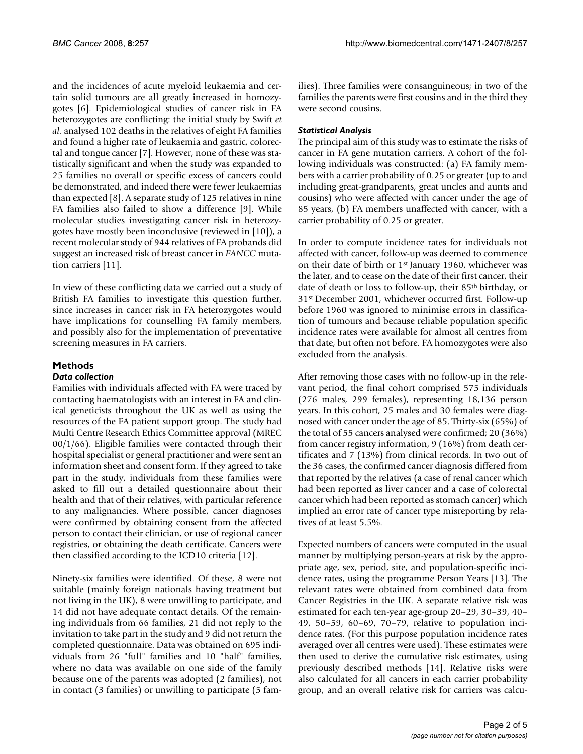and the incidences of acute myeloid leukaemia and certain solid tumours are all greatly increased in homozygotes [6]. Epidemiological studies of cancer risk in FA heterozygotes are conflicting: the initial study by Swift *et al.* analysed 102 deaths in the relatives of eight FA families and found a higher rate of leukaemia and gastric, colorectal and tongue cancer [7]. However, none of these was statistically significant and when the study was expanded to 25 families no overall or specific excess of cancers could be demonstrated, and indeed there were fewer leukaemias than expected [8]. A separate study of 125 relatives in nine FA families also failed to show a difference [9]. While molecular studies investigating cancer risk in heterozygotes have mostly been inconclusive (reviewed in [10]), a recent molecular study of 944 relatives of FA probands did suggest an increased risk of breast cancer in *FANCC* mutation carriers [11].

In view of these conflicting data we carried out a study of British FA families to investigate this question further, since increases in cancer risk in FA heterozygotes would have implications for counselling FA family members, and possibly also for the implementation of preventative screening measures in FA carriers.

## Methods

### Data collection

Families with individuals affected with FA were traced by contacting haematologists with an interest in FA and clinical geneticists throughout the UK as well as using the resources of the FA patient support group. The study had Multi Centre Research Ethics Committee approval (MREC 00/1/66). Eligible families were contacted through their hospital specialist or general practitioner and were sent an information sheet and consent form. If they agreed to take part in the study, individuals from these families were asked to fill out a detailed questionnaire about their health and that of their relatives, with particular reference to any malignancies. Where possible, cancer diagnoses were confirmed by obtaining consent from the affected person to contact their clinician, or use of regional cancer registries, or obtaining the death certificate. Cancers were then classified according to the ICD10 criteria [12].

Ninety-six families were identified. Of these, 8 were not suitable (mainly foreign nationals having treatment but not living in the UK), 8 were unwilling to participate, and 14 did not have adequate contact details. Of the remaining individuals from 66 families, 21 did not reply to the invitation to take part in the study and 9 did not return the completed questionnaire. Data was obtained on 695 individuals from 26 "full" families and 10 "half" families, where no data was available on one side of the family because one of the parents was adopted (2 families), not in contact (3 families) or unwilling to participate (5 families). Three families were consanguineous; in two of the families the parents were first cousins and in the third they were second cousins.

### Statistical Analysis

The principal aim of this study was to estimate the risks of cancer in FA gene mutation carriers. A cohort of the following individuals was constructed: (a) FA family members with a carrier probability of 0.25 or greater (up to and including great-grandparents, great uncles and aunts and cousins) who were affected with cancer under the age of 85 years, (b) FA members unaffected with cancer, with a carrier probability of 0.25 or greater.

In order to compute incidence rates for individuals not affected with cancer, follow-up was deemed to commence on their date of birth or 1st January 1960, whichever was the later, and to cease on the date of their first cancer, their date of death or loss to follow-up, their 85th birthday, or 31st December 2001, whichever occurred first. Follow-up before 1960 was ignored to minimise errors in classification of tumours and because reliable population specific incidence rates were available for almost all centres from that date, but often not before. FA homozygotes were also excluded from the analysis.

After removing those cases with no follow-up in the relevant period, the final cohort comprised 575 individuals (276 males, 299 females), representing 18,136 person years. In this cohort, 25 males and 30 females were diagnosed with cancer under the age of 85. Thirty-six (65%) of the total of 55 cancers analysed were confirmed; 20 (36%) from cancer registry information, 9 (16%) from death certificates and 7 (13%) from clinical records. In two out of the 36 cases, the confirmed cancer diagnosis differed from that reported by the relatives (a case of renal cancer which had been reported as liver cancer and a case of colorectal cancer which had been reported as stomach cancer) which implied an error rate of cancer type misreporting by relatives of at least 5.5%.

Expected numbers of cancers were computed in the usual manner by multiplying person-years at risk by the appropriate age, sex, period, site, and population-specific incidence rates, using the programme Person Years [13]. The relevant rates were obtained from combined data from Cancer Registries in the UK. A separate relative risk was estimated for each ten-year age-group 20–29, 30–39, 40–49, 50–59, 60–69, 70–79, relative to population incidence rates. (For this purpose population incidence rates averaged over all centres were used). These estimates were then used to derive the cumulative risk estimates, using previously described methods [14]. Relative risks were also calculated for all cancers in each carrier probability group, and an overall relative risk for carriers was calcu-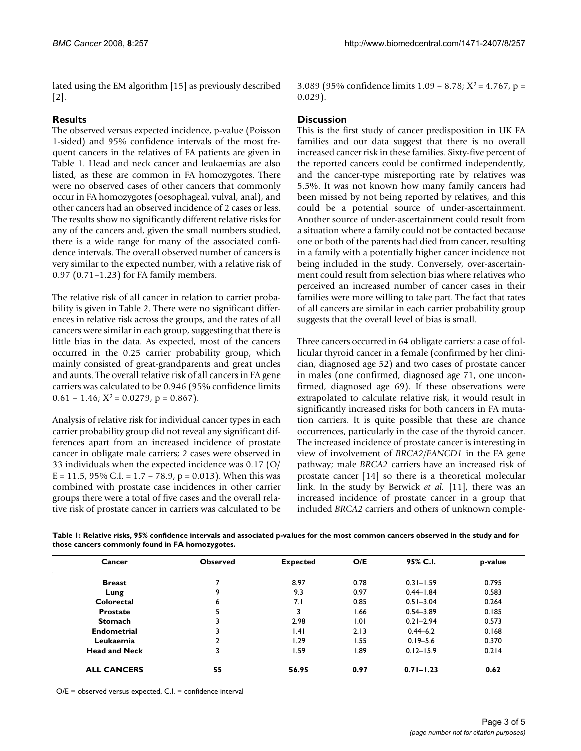lated using the EM algorithm [15] as previously described [2].

## Results

The observed versus expected incidence, p-value (Poisson 1-sided) and 95% confidence intervals of the most frequent cancers in the relatives of FA patients are given in Table 1. Head and neck cancer and leukaemias are also listed, as these are common in FA homozygotes. There were no observed cases of other cancers that commonly occur in FA homozygotes (oesophageal, vulval, anal), and other cancers had an observed incidence of 2 cases or less. The results show no significantly different relative risks for any of the cancers and, given the small numbers studied, there is a wide range for many of the associated confidence intervals. The overall observed number of cancers is very similar to the expected number, with a relative risk of 0.97 (0.71–1.23) for FA family members.

The relative risk of all cancer in relation to carrier probability is given in Table 2. There were no significant differences in relative risk across the groups, and the rates of all cancers were similar in each group, suggesting that there is little bias in the data. As expected, most of the cancers occurred in the 0.25 carrier probability group, which mainly consisted of great-grandparents and great uncles and aunts. The overall relative risk of all cancers in FA gene carriers was calculated to be 0.946 (95% confidence limits 0.61 – 1.46; $X^2$ = 0.0279, p = 0.867).

Analysis of relative risk for individual cancer types in each carrier probability group did not reveal any significant differences apart from an increased incidence of prostate cancer in obligate male carriers; 2 cases were observed in 33 individuals when the expected incidence was 0.17 (O/E = 11.5, 95% C.I. = 1.7 – 78.9, p = 0.013). When this was combined with prostate case incidences in other carrier groups there were a total of five cases and the overall relative risk of prostate cancer in carriers was calculated to be 3.089 (95% confidence limits 1.09 – 8.78; $X^2$ = 4.767, p = 0.029).

## Discussion

This is the first study of cancer predisposition in UK FA families and our data suggest that there is no overall increased cancer risk in these families. Sixty-five percent of the reported cancers could be confirmed independently, and the cancer-type misreporting rate by relatives was 5.5%. It was not known how many family cancers had been missed by not being reported by relatives, and this could be a potential source of under-ascertainment. Another source of under-ascertainment could result from a situation where a family could not be contacted because one or both of the parents had died from cancer, resulting in a family with a potentially higher cancer incidence not being included in the study. Conversely, over-ascertainment could result from selection bias where relatives who perceived an increased number of cancer cases in their families were more willing to take part. The fact that rates of all cancers are similar in each carrier probability group suggests that the overall level of bias is small.

Three cancers occurred in 64 obligate carriers: a case of follicular thyroid cancer in a female (confirmed by her clinician, diagnosed age 52) and two cases of prostate cancer in males (one confirmed, diagnosed age 71, one unconfirmed, diagnosed age 69). If these observations were extrapolated to calculate relative risk, it would result in significantly increased risks for both cancers in FA mutation carriers. It is quite possible that these are chance occurrences, particularly in the case of the thyroid cancer. The increased incidence of prostate cancer is interesting in view of involvement of *BRCA2*/*FANCD1* in the FA gene pathway; male *BRCA2* carriers have an increased risk of prostate cancer [14] so there is a theoretical molecular link. In the study by Berwick *et al.* [11], there was an increased incidence of prostate cancer in a group that included *BRCA2* carriers and others of unknown comple-

**Table 1: Relative risks, 95% confidence intervals and associated p-values for the most common cancers observed in the study and for those cancers commonly found in FA homozygotes.**

| Cancer | Observed | Expected | O/E | 95% C.I. | p-value |
|---|---|---|---|---|---|
| **Breast** | 7 | 8.97 | 0.78 | 0.31–1.59 | 0.795 |
| **Lung** | 9 | 9.3 | 0.97 | 0.44–1.84 | 0.583 |
| **Colorectal** | 6 | 7.1 | 0.85 | 0.51–3.04 | 0.264 |
| **Prostate** | 5 | 3 | 1.66 | 0.54–3.89 | 0.185 |
| **Stomach** | 3 | 2.98 | 1.01 | 0.21–2.94 | 0.573 |
| **Endometrial** | 3 | 1.41 | 2.13 | 0.44–6.2 | 0.168 |
| **Leukaemia** | 2 | 1.29 | 1.55 | 0.19–5.6 | 0.370 |
| **Head and Neck** | 3 | 1.59 | 1.89 | 0.12–15.9 | 0.214 |
| **ALL CANCERS** | **55** | **56.95** | **0.97** | **0.71–1.23** | **0.62** |

O/E = observed versus expected, C.I. = confidence interval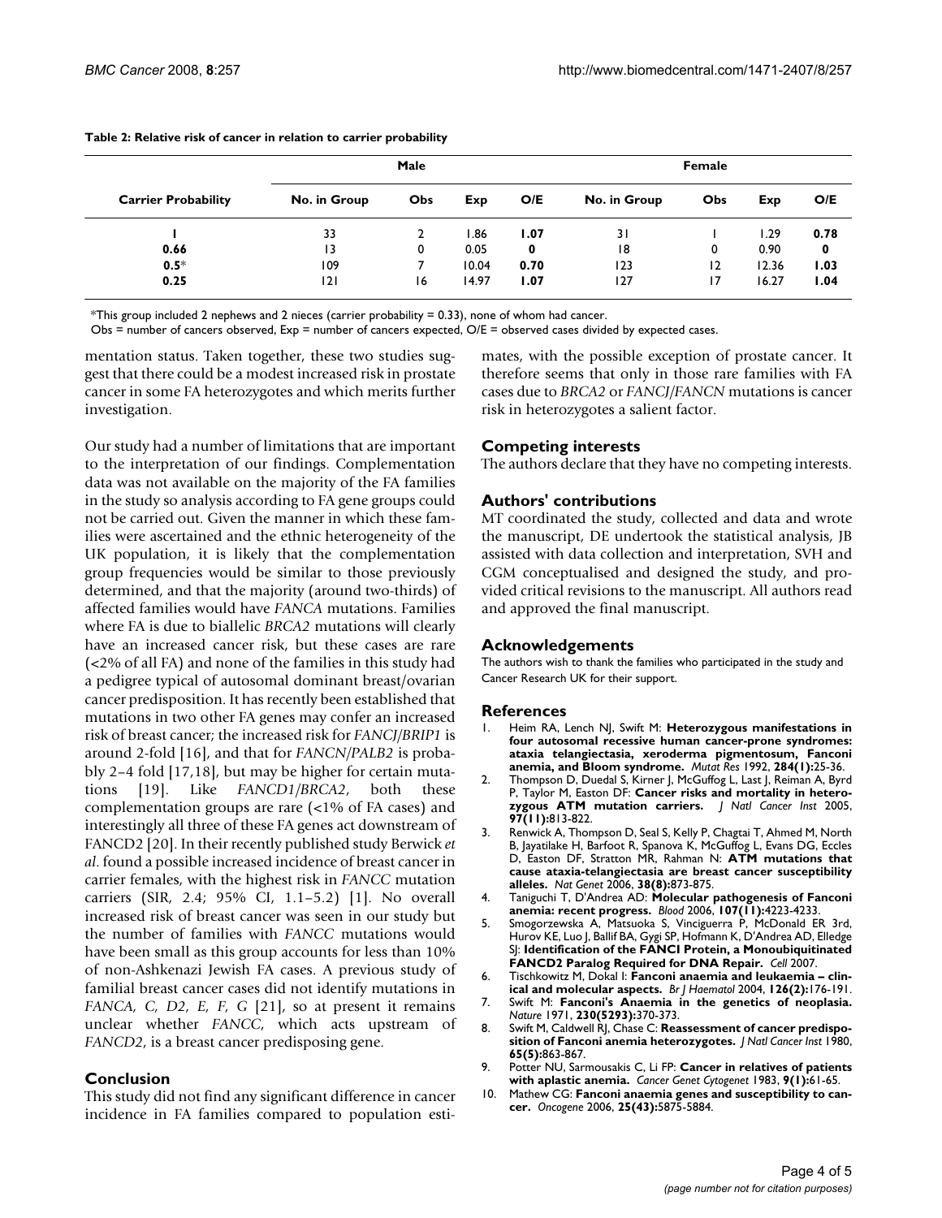**Table 2: Relative risk of cancer in relation to carrier probability**

| Carrier Probability | Male | | | | Female | | | |
|---|---|---|---|---|---|---|---|---|
| | No. in Group | Obs | Exp | O/E | No. in Group | Obs | Exp | O/E |
| **1** | 33 | 2 | 1.86 | **1.07** | 31 | 1 | 1.29 | **0.78** |
| **0.66** | 13 | 0 | 0.05 | **0** | 18 | 0 | 0.90 | **0** |
| **0.5*** | 109 | 7 | 10.04 | **0.70** | 123 | 12 | 12.36 | **1.03** |
| **0.25** | 121 | 16 | 14.97 | **1.07** | 127 | 17 | 16.27 | **1.04** |

*This group included 2 nephews and 2 nieces (carrier probability = 0.33), none of whom had cancer.

Obs = number of cancers observed, Exp = number of cancers expected, O/E = observed cases divided by expected cases.

mentation status. Taken together, these two studies suggest that there could be a modest increased risk in prostate cancer in some FA heterozygotes and which merits further investigation.

Our study had a number of limitations that are important to the interpretation of our findings. Complementation data was not available on the majority of the FA families in the study so analysis according to FA gene groups could not be carried out. Given the manner in which these families were ascertained and the ethnic heterogeneity of the UK population, it is likely that the complementation group frequencies would be similar to those previously determined, and that the majority (around two-thirds) of affected families would have *FANCA* mutations. Families where FA is due to biallelic *BRCA2* mutations will clearly have an increased cancer risk, but these cases are rare (<2% of all FA) and none of the families in this study had a pedigree typical of autosomal dominant breast/ovarian cancer predisposition. It has recently been established that mutations in two other FA genes may confer an increased risk of breast cancer; the increased risk for *FANCJ/BRIP1* is around 2-fold [16], and that for *FANCN/PALB2* is probably 2–4 fold [17,18], but may be higher for certain mutations [19]. Like *FANCD1/BRCA2*, both these complementation groups are rare (<1% of FA cases) and interestingly all three of these FA genes act downstream of FANCD2 [20]. In their recently published study Berwick *et al*. found a possible increased incidence of breast cancer in carrier females, with the highest risk in *FANCC* mutation carriers (SIR, 2.4; 95% CI, 1.1–5.2) [1]. No overall increased risk of breast cancer was seen in our study but the number of families with *FANCC* mutations would have been small as this group accounts for less than 10% of non-Ashkenazi Jewish FA cases. A previous study of familial breast cancer cases did not identify mutations in *FANCA, C, D2, E, F, G* [21], so at present it remains unclear whether *FANCC*, which acts upstream of *FANCD2*, is a breast cancer predisposing gene.

## Conclusion

This study did not find any significant difference in cancer incidence in FA families compared to population estimates, with the possible exception of prostate cancer. It therefore seems that only in those rare families with FA cases due to *BRCA2* or *FANCJ/FANCN* mutations is cancer risk in heterozygotes a salient factor.

## Competing interests

The authors declare that they have no competing interests.

## Authors' contributions

MT coordinated the study, collected and data and wrote the manuscript, DE undertook the statistical analysis, JB assisted with data collection and interpretation, SVH and CGM conceptualised and designed the study, and provided critical revisions to the manuscript. All authors read and approved the final manuscript.

## Acknowledgements

The authors wish to thank the families who participated in the study and Cancer Research UK for their support.

## References

1. Heim RA, Lench NJ, Swift M: **Heterozygous manifestations in four autosomal recessive human cancer-prone syndromes: ataxia telangiectasia, xeroderma pigmentosum, Fanconi anemia, and Bloom syndrome.** *Mutat Res* 1992, **284(1):**25-36.
2. Thompson D, Duedal S, Kirner J, McGuffog L, Last J, Reiman A, Byrd P, Taylor M, Easton DF: **Cancer risks and mortality in heterozygous ATM mutation carriers.** *J Natl Cancer Inst* 2005, **97(11):**813-822.
3. Renwick A, Thompson D, Seal S, Kelly P, Chagtai T, Ahmed M, North B, Jayatilake H, Barfoot R, Spanova K, McGuffog L, Evans DG, Eccles D, Easton DF, Stratton MR, Rahman N: **ATM mutations that cause ataxia-telangiectasia are breast cancer susceptibility alleles.** *Nat Genet* 2006, **38(8):**873-875.
4. Taniguchi T, D'Andrea AD: **Molecular pathogenesis of Fanconi anemia: recent progress.** *Blood* 2006, **107(11):**4223-4233.
5. Smogorzewska A, Matsuoka S, Vinciguerra P, McDonald ER 3rd, Hurov KE, Luo J, Ballif BA, Gygi SP, Hofmann K, D'Andrea AD, Elledge SJ: **Identification of the FANCI Protein, a Monoubiquitinated FANCD2 Paralog Required for DNA Repair.** *Cell* 2007.
6. Tischkowitz M, Dokal I: **Fanconi anaemia and leukaemia – clinical and molecular aspects.** *Br J Haematol* 2004, **126(2):**176-191.
7. Swift M: **Fanconi's Anaemia in the genetics of neoplasia.** *Nature* 1971, **230(5293):**370-373.
8. Swift M, Caldwell RJ, Chase C: **Reassessment of cancer predisposition of Fanconi anemia heterozygotes.** *J Natl Cancer Inst* 1980, **65(5):**863-867.
9. Potter NU, Sarmousakis C, Li FP: **Cancer in relatives of patients with aplastic anemia.** *Cancer Genet Cytogenet* 1983, **9(1):**61-65.
10. Mathew CG: **Fanconi anaemia genes and susceptibility to cancer.** *Oncogene* 2006, **25(43):**5875-5884.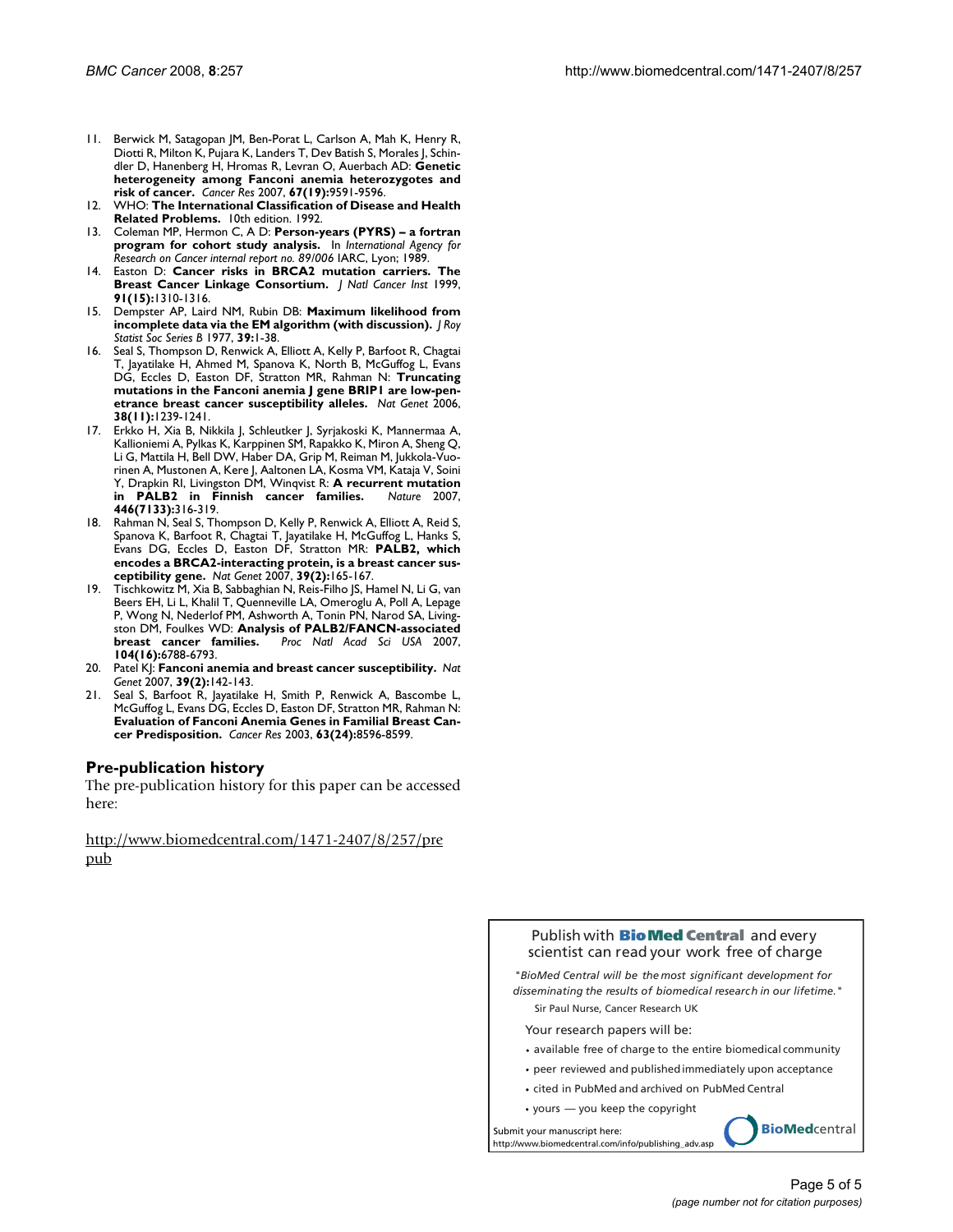11. Berwick M, Satagopan JM, Ben-Porat L, Carlson A, Mah K, Henry R, Diotti R, Milton K, Pujara K, Landers T, Dev Batish S, Morales J, Schindler D, Hanenberg H, Hromas R, Levran O, Auerbach AD: **Genetic heterogeneity among Fanconi anemia heterozygotes and risk of cancer.** *Cancer Res* 2007, **67(19):**9591-9596.
12. WHO: **The International Classification of Disease and Health Related Problems.** 10th edition. 1992.
13. Coleman MP, Hermon C, A D: **Person-years (PYRS) – a fortran program for cohort study analysis.** In *International Agency for Research on Cancer internal report no. 89/006* IARC, Lyon; 1989.
14. Easton D: **Cancer risks in BRCA2 mutation carriers. The Breast Cancer Linkage Consortium.** *J Natl Cancer Inst* 1999, **91(15):**1310-1316.
15. Dempster AP, Laird NM, Rubin DB: **Maximum likelihood from incomplete data via the EM algorithm (with discussion).** *J Roy Statist Soc Series B* 1977, **39:**1-38.
16. Seal S, Thompson D, Renwick A, Elliott A, Kelly P, Barfoot R, Chagtai T, Jayatilake H, Ahmed M, Spanova K, North B, McGuffog L, Evans DG, Eccles D, Easton DF, Stratton MR, Rahman N: **Truncating mutations in the Fanconi anemia J gene BRIP1 are low-penetrance breast cancer susceptibility alleles.** *Nat Genet* 2006, **38(11):**1239-1241.
17. Erkko H, Xia B, Nikkila J, Schleutker J, Syrjakoski K, Mannermaa A, Kallioniemi A, Pylkas K, Karppinen SM, Rapakko K, Miron A, Sheng Q, Li G, Mattila H, Bell DW, Haber DA, Grip M, Reiman M, Jukkola-Vuorinen A, Mustonen A, Kere J, Aaltonen LA, Kosma VM, Kataja V, Soini Y, Drapkin RI, Livingston DM, Winqvist R: **A recurrent mutation in PALB2 in Finnish cancer families.** *Nature* 2007, **446(7133):**316-319.
18. Rahman N, Seal S, Thompson D, Kelly P, Renwick A, Elliott A, Reid S, Spanova K, Barfoot R, Chagtai T, Jayatilake H, McGuffog L, Hanks S, Evans DG, Eccles D, Easton DF, Stratton MR: **PALB2, which encodes a BRCA2-interacting protein, is a breast cancer susceptibility gene.** *Nat Genet* 2007, **39(2):**165-167.
19. Tischkowitz M, Xia B, Sabbaghian N, Reis-Filho JS, Hamel N, Li G, van Beers EH, Li L, Khalil T, Quenneville LA, Omeroglu A, Poll A, Lepage P, Wong N, Nederlof PM, Ashworth A, Tonin PN, Narod SA, Livingston DM, Foulkes WD: **Analysis of PALB2/FANCN-associated breast cancer families.** *Proc Natl Acad Sci USA* 2007, **104(16):**6788-6793.
20. Patel KJ: **Fanconi anemia and breast cancer susceptibility.** *Nat Genet* 2007, **39(2):**142-143.
21. Seal S, Barfoot R, Jayatilake H, Smith P, Renwick A, Bascombe L, McGuffog L, Evans DG, Eccles D, Easton DF, Stratton MR, Rahman N: **Evaluation of Fanconi Anemia Genes in Familial Breast Cancer Predisposition.** *Cancer Res* 2003, **63(24):**8596-8599.

## Pre-publication history

The pre-publication history for this paper can be accessed here:

http://www.biomedcentral.com/1471-2407/8/257/prepub

Publish with **BioMed Central** and every scientist can read your work free of charge

*"BioMed Central will be the most significant development for disseminating the results of biomedical research in our lifetime."*
Sir Paul Nurse, Cancer Research UK

Your research papers will be:

- available free of charge to the entire biomedical community
- peer reviewed and published immediately upon acceptance
- cited in PubMed and archived on PubMed Central
- yours — you keep the copyright

Submit your manuscript here:
http://www.biomedcentral.com/info/publishing_adv.asp

BioMedcentral